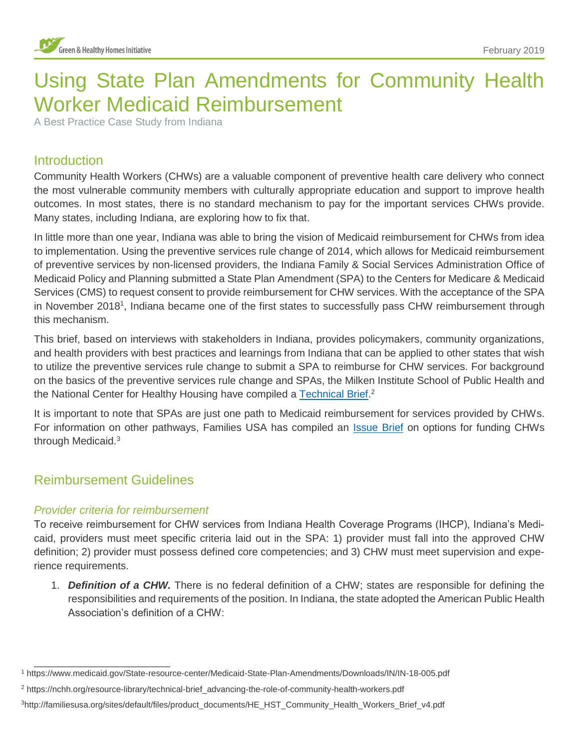# Using State Plan Amendments for Community Health Worker Medicaid Reimbursement

A Best Practice Case Study from Indiana

## Introduction

Community Health Workers (CHWs) are a valuable component of preventive health care delivery who connect the most vulnerable community members with culturally appropriate education and support to improve health outcomes. In most states, there is no standard mechanism to pay for the important services CHWs provide. Many states, including Indiana, are exploring how to fix that.

In little more than one year, Indiana was able to bring the vision of Medicaid reimbursement for CHWs from idea to implementation. Using the preventive services rule change of 2014, which allows for Medicaid reimbursement of preventive services by non-licensed providers, the Indiana Family & Social Services Administration Office of Medicaid Policy and Planning submitted a State Plan Amendment (SPA) to the Centers for Medicare & Medicaid Services (CMS) to request consent to provide reimbursement for CHW services. With the acceptance of the SPA in November 2018[1], Indiana became one of the first states to successfully pass CHW reimbursement through this mechanism.

This brief, based on interviews with stakeholders in Indiana, provides policymakers, community organizations, and health providers with best practices and learnings from Indiana that can be applied to other states that wish to utilize the preventive services rule change to submit a SPA to reimburse for CHW services. For background on the basics of the preventive services rule change and SPAs, the Milken Institute School of Public Health and the National Center for Healthy Housing have compiled a Technical Brief.[2]

It is important to note that SPAs are just one path to Medicaid reimbursement for services provided by CHWs. For information on other pathways, Families USA has compiled an Issue Brief on options for funding CHWs through Medicaid.[3]

## Reimbursement Guidelines

### *Provider criteria for reimbursement*

To receive reimbursement for CHW services from Indiana Health Coverage Programs (IHCP), Indiana's Medicaid, providers must meet specific criteria laid out in the SPA: 1) provider must fall into the approved CHW definition; 2) provider must possess defined core competencies; and 3) CHW must meet supervision and experience requirements.

1. ***Definition of a CHW.*** There is no federal definition of a CHW; states are responsible for defining the responsibilities and requirements of the position. In Indiana, the state adopted the American Public Health Association's definition of a CHW:

---

[1] https://www.medicaid.gov/State-resource-center/Medicaid-State-Plan-Amendments/Downloads/IN/IN-18-005.pdf

[2] https://nchh.org/resource-library/technical-brief_advancing-the-role-of-community-health-workers.pdf

[3] http://familiesusa.org/sites/default/files/product_documents/HE_HST_Community_Health_Workers_Brief_v4.pdf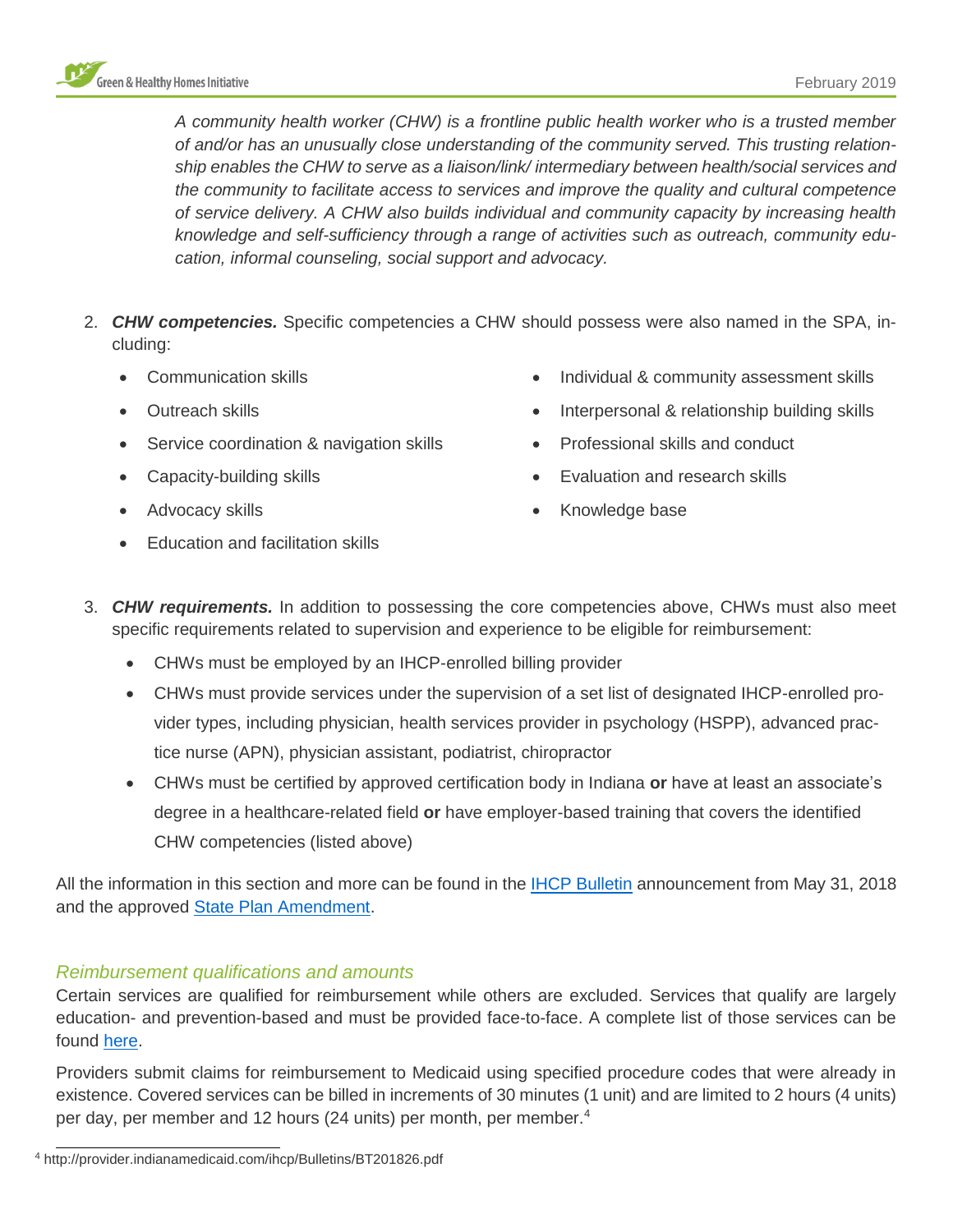*A community health worker (CHW) is a frontline public health worker who is a trusted member of and/or has an unusually close understanding of the community served. This trusting relationship enables the CHW to serve as a liaison/link/ intermediary between health/social services and the community to facilitate access to services and improve the quality and cultural competence of service delivery. A CHW also builds individual and community capacity by increasing health knowledge and self-sufficiency through a range of activities such as outreach, community education, informal counseling, social support and advocacy.*

2. ***CHW competencies.*** Specific competencies a CHW should possess were also named in the SPA, including:
   - Communication skills
   - Outreach skills
   - Service coordination & navigation skills
   - Capacity-building skills
   - Advocacy skills
   - Education and facilitation skills
   - Individual & community assessment skills
   - Interpersonal & relationship building skills
   - Professional skills and conduct
   - Evaluation and research skills
   - Knowledge base

3. ***CHW requirements.*** In addition to possessing the core competencies above, CHWs must also meet specific requirements related to supervision and experience to be eligible for reimbursement:
   - CHWs must be employed by an IHCP-enrolled billing provider
   - CHWs must provide services under the supervision of a set list of designated IHCP-enrolled provider types, including physician, health services provider in psychology (HSPP), advanced practice nurse (APN), physician assistant, podiatrist, chiropractor
   - CHWs must be certified by approved certification body in Indiana **or** have at least an associate's degree in a healthcare-related field **or** have employer-based training that covers the identified CHW competencies (listed above)

All the information in this section and more can be found in the IHCP Bulletin announcement from May 31, 2018 and the approved State Plan Amendment.

### *Reimbursement qualifications and amounts*

Certain services are qualified for reimbursement while others are excluded. Services that qualify are largely education- and prevention-based and must be provided face-to-face. A complete list of those services can be found here.

Providers submit claims for reimbursement to Medicaid using specified procedure codes that were already in existence. Covered services can be billed in increments of 30 minutes (1 unit) and are limited to 2 hours (4 units) per day, per member and 12 hours (24 units) per month, per member.[4]

[4] http://provider.indianamedicaid.com/ihcp/Bulletins/BT201826.pdf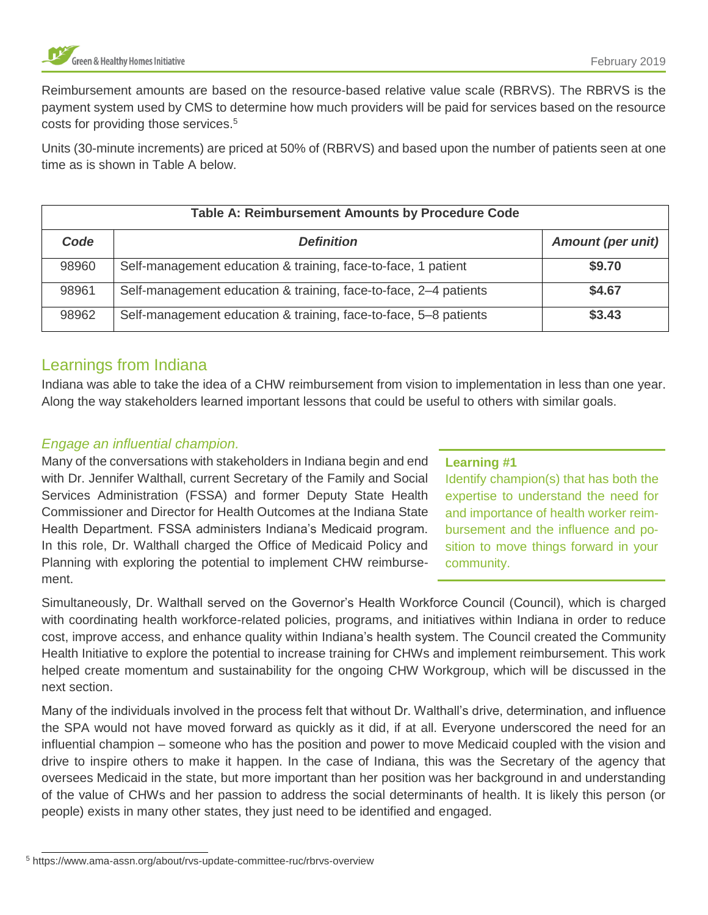Reimbursement amounts are based on the resource-based relative value scale (RBRVS). The RBRVS is the payment system used by CMS to determine how much providers will be paid for services based on the resource costs for providing those services.[5]

Units (30-minute increments) are priced at 50% of (RBRVS) and based upon the number of patients seen at one time as is shown in Table A below.

**Table A: Reimbursement Amounts by Procedure Code**

| *Code* | *Definition* | *Amount (per unit)* |
|---|---|---|
| 98960 | Self-management education & training, face-to-face, 1 patient | **$9.70** |
| 98961 | Self-management education & training, face-to-face, 2–4 patients | **$4.67** |
| 98962 | Self-management education & training, face-to-face, 5–8 patients | **$3.43** |

## Learnings from Indiana

Indiana was able to take the idea of a CHW reimbursement from vision to implementation in less than one year. Along the way stakeholders learned important lessons that could be useful to others with similar goals.

### *Engage an influential champion.*

Many of the conversations with stakeholders in Indiana begin and end with Dr. Jennifer Walthall, current Secretary of the Family and Social Services Administration (FSSA) and former Deputy State Health Commissioner and Director for Health Outcomes at the Indiana State Health Department. FSSA administers Indiana's Medicaid program. In this role, Dr. Walthall charged the Office of Medicaid Policy and Planning with exploring the potential to implement CHW reimbursement.

> **Learning #1**
>
> Identify champion(s) that has both the expertise to understand the need for and importance of health worker reimbursement and the influence and position to move things forward in your community.

Simultaneously, Dr. Walthall served on the Governor's Health Workforce Council (Council), which is charged with coordinating health workforce-related policies, programs, and initiatives within Indiana in order to reduce cost, improve access, and enhance quality within Indiana's health system. The Council created the Community Health Initiative to explore the potential to increase training for CHWs and implement reimbursement. This work helped create momentum and sustainability for the ongoing CHW Workgroup, which will be discussed in the next section.

Many of the individuals involved in the process felt that without Dr. Walthall's drive, determination, and influence the SPA would not have moved forward as quickly as it did, if at all. Everyone underscored the need for an influential champion – someone who has the position and power to move Medicaid coupled with the vision and drive to inspire others to make it happen. In the case of Indiana, this was the Secretary of the agency that oversees Medicaid in the state, but more important than her position was her background in and understanding of the value of CHWs and her passion to address the social determinants of health. It is likely this person (or people) exists in many other states, they just need to be identified and engaged.

---

[5] https://www.ama-assn.org/about/rvs-update-committee-ruc/rbrvs-overview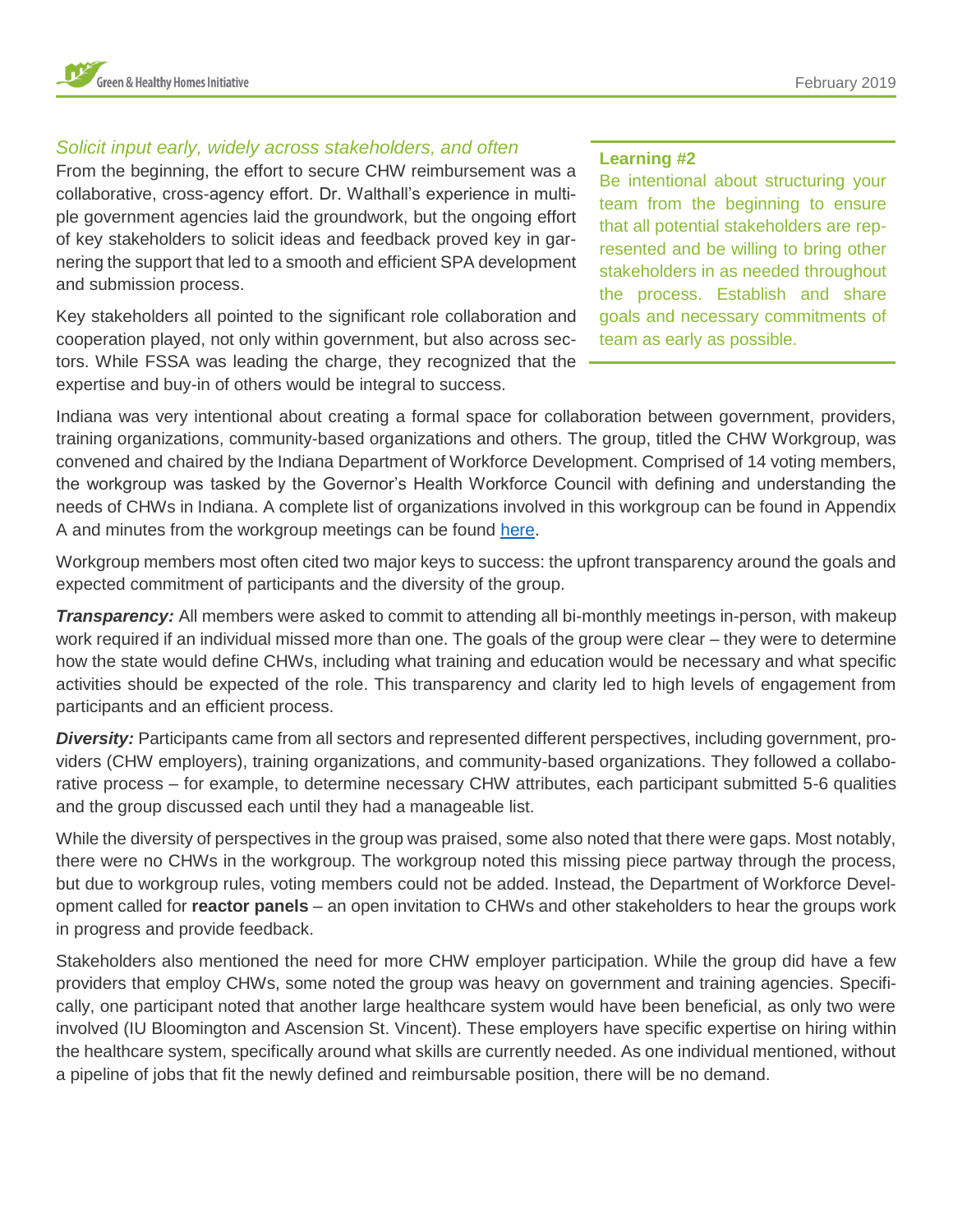### *Solicit input early, widely across stakeholders, and often*

From the beginning, the effort to secure CHW reimbursement was a collaborative, cross-agency effort. Dr. Walthall's experience in multiple government agencies laid the groundwork, but the ongoing effort of key stakeholders to solicit ideas and feedback proved key in garnering the support that led to a smooth and efficient SPA development and submission process.

Key stakeholders all pointed to the significant role collaboration and cooperation played, not only within government, but also across sectors. While FSSA was leading the charge, they recognized that the expertise and buy-in of others would be integral to success.

> **Learning #2**
>
> Be intentional about structuring your team from the beginning to ensure that all potential stakeholders are represented and be willing to bring other stakeholders in as needed throughout the process. Establish and share goals and necessary commitments of team as early as possible.

Indiana was very intentional about creating a formal space for collaboration between government, providers, training organizations, community-based organizations and others. The group, titled the CHW Workgroup, was convened and chaired by the Indiana Department of Workforce Development. Comprised of 14 voting members, the workgroup was tasked by the Governor's Health Workforce Council with defining and understanding the needs of CHWs in Indiana. A complete list of organizations involved in this workgroup can be found in Appendix A and minutes from the workgroup meetings can be found here.

Workgroup members most often cited two major keys to success: the upfront transparency around the goals and expected commitment of participants and the diversity of the group.

***Transparency:*** All members were asked to commit to attending all bi-monthly meetings in-person, with makeup work required if an individual missed more than one. The goals of the group were clear – they were to determine how the state would define CHWs, including what training and education would be necessary and what specific activities should be expected of the role. This transparency and clarity led to high levels of engagement from participants and an efficient process.

***Diversity:*** Participants came from all sectors and represented different perspectives, including government, providers (CHW employers), training organizations, and community-based organizations. They followed a collaborative process – for example, to determine necessary CHW attributes, each participant submitted 5-6 qualities and the group discussed each until they had a manageable list.

While the diversity of perspectives in the group was praised, some also noted that there were gaps. Most notably, there were no CHWs in the workgroup. The workgroup noted this missing piece partway through the process, but due to workgroup rules, voting members could not be added. Instead, the Department of Workforce Development called for **reactor panels** – an open invitation to CHWs and other stakeholders to hear the groups work in progress and provide feedback.

Stakeholders also mentioned the need for more CHW employer participation. While the group did have a few providers that employ CHWs, some noted the group was heavy on government and training agencies. Specifically, one participant noted that another large healthcare system would have been beneficial, as only two were involved (IU Bloomington and Ascension St. Vincent). These employers have specific expertise on hiring within the healthcare system, specifically around what skills are currently needed. As one individual mentioned, without a pipeline of jobs that fit the newly defined and reimbursable position, there will be no demand.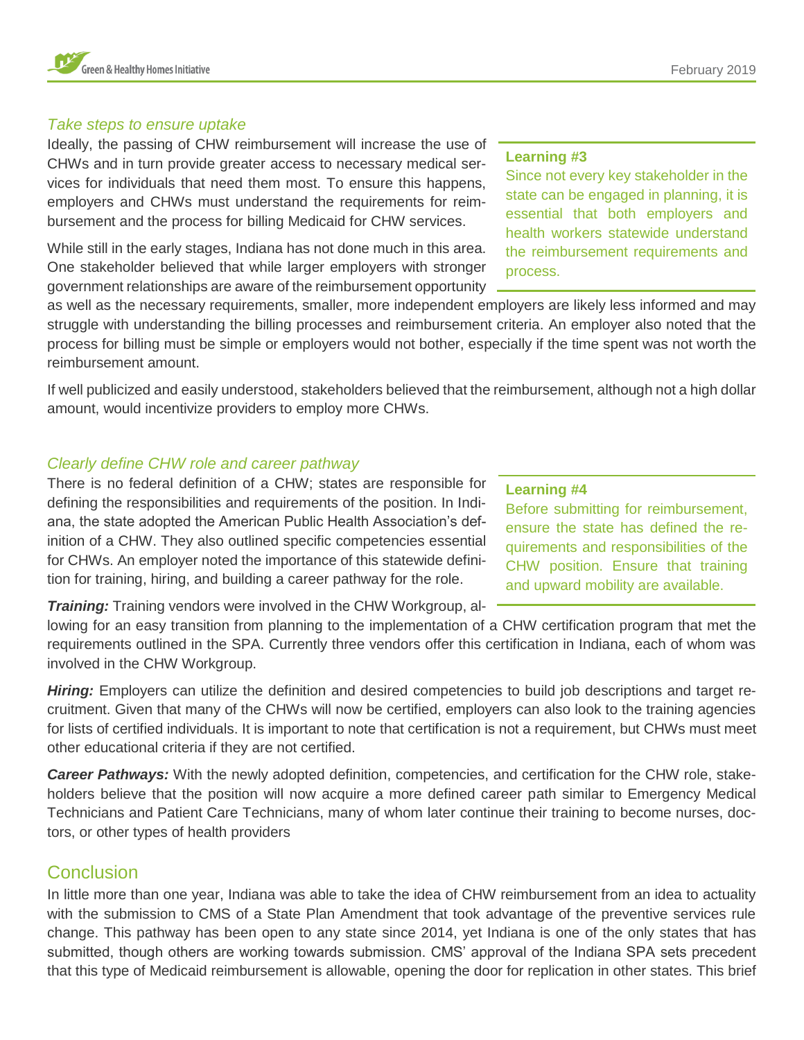### *Take steps to ensure uptake*

Ideally, the passing of CHW reimbursement will increase the use of CHWs and in turn provide greater access to necessary medical services for individuals that need them most. To ensure this happens, employers and CHWs must understand the requirements for reimbursement and the process for billing Medicaid for CHW services.

> **Learning #3**
>
> Since not every key stakeholder in the state can be engaged in planning, it is essential that both employers and health workers statewide understand the reimbursement requirements and process.

While still in the early stages, Indiana has not done much in this area. One stakeholder believed that while larger employers with stronger government relationships are aware of the reimbursement opportunity as well as the necessary requirements, smaller, more independent employers are likely less informed and may struggle with understanding the billing processes and reimbursement criteria. An employer also noted that the process for billing must be simple or employers would not bother, especially if the time spent was not worth the reimbursement amount.

If well publicized and easily understood, stakeholders believed that the reimbursement, although not a high dollar amount, would incentivize providers to employ more CHWs.

### *Clearly define CHW role and career pathway*

There is no federal definition of a CHW; states are responsible for defining the responsibilities and requirements of the position. In Indiana, the state adopted the American Public Health Association's definition of a CHW. They also outlined specific competencies essential for CHWs. An employer noted the importance of this statewide definition for training, hiring, and building a career pathway for the role.

> **Learning #4**
>
> Before submitting for reimbursement, ensure the state has defined the requirements and responsibilities of the CHW position. Ensure that training and upward mobility are available.

***Training:*** Training vendors were involved in the CHW Workgroup, allowing for an easy transition from planning to the implementation of a CHW certification program that met the requirements outlined in the SPA. Currently three vendors offer this certification in Indiana, each of whom was involved in the CHW Workgroup.

***Hiring:*** Employers can utilize the definition and desired competencies to build job descriptions and target recruitment. Given that many of the CHWs will now be certified, employers can also look to the training agencies for lists of certified individuals. It is important to note that certification is not a requirement, but CHWs must meet other educational criteria if they are not certified.

***Career Pathways:*** With the newly adopted definition, competencies, and certification for the CHW role, stakeholders believe that the position will now acquire a more defined career path similar to Emergency Medical Technicians and Patient Care Technicians, many of whom later continue their training to become nurses, doctors, or other types of health providers

## Conclusion

In little more than one year, Indiana was able to take the idea of CHW reimbursement from an idea to actuality with the submission to CMS of a State Plan Amendment that took advantage of the preventive services rule change. This pathway has been open to any state since 2014, yet Indiana is one of the only states that has submitted, though others are working towards submission. CMS' approval of the Indiana SPA sets precedent that this type of Medicaid reimbursement is allowable, opening the door for replication in other states. This brief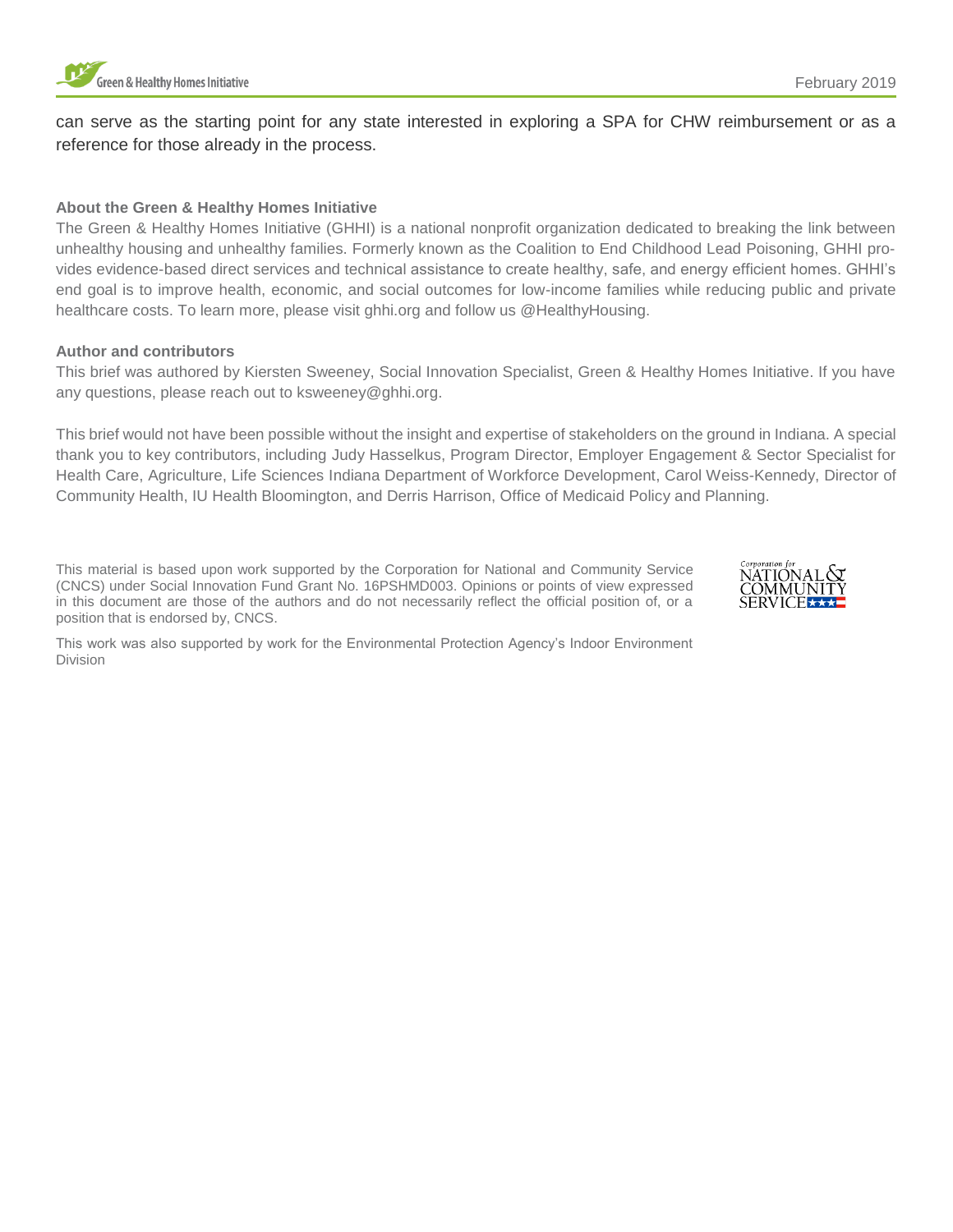can serve as the starting point for any state interested in exploring a SPA for CHW reimbursement or as a reference for those already in the process.

**About the Green & Healthy Homes Initiative**

The Green & Healthy Homes Initiative (GHHI) is a national nonprofit organization dedicated to breaking the link between unhealthy housing and unhealthy families. Formerly known as the Coalition to End Childhood Lead Poisoning, GHHI provides evidence-based direct services and technical assistance to create healthy, safe, and energy efficient homes. GHHI's end goal is to improve health, economic, and social outcomes for low-income families while reducing public and private healthcare costs. To learn more, please visit ghhi.org and follow us @HealthyHousing.

**Author and contributors**

This brief was authored by Kiersten Sweeney, Social Innovation Specialist, Green & Healthy Homes Initiative. If you have any questions, please reach out to ksweeney@ghhi.org.

This brief would not have been possible without the insight and expertise of stakeholders on the ground in Indiana. A special thank you to key contributors, including Judy Hasselkus, Program Director, Employer Engagement & Sector Specialist for Health Care, Agriculture, Life Sciences Indiana Department of Workforce Development, Carol Weiss-Kennedy, Director of Community Health, IU Health Bloomington, and Derris Harrison, Office of Medicaid Policy and Planning.

This material is based upon work supported by the Corporation for National and Community Service (CNCS) under Social Innovation Fund Grant No. 16PSHMD003. Opinions or points of view expressed in this document are those of the authors and do not necessarily reflect the official position of, or a position that is endorsed by, CNCS.

This work was also supported by work for the Environmental Protection Agency's Indoor Environment Division